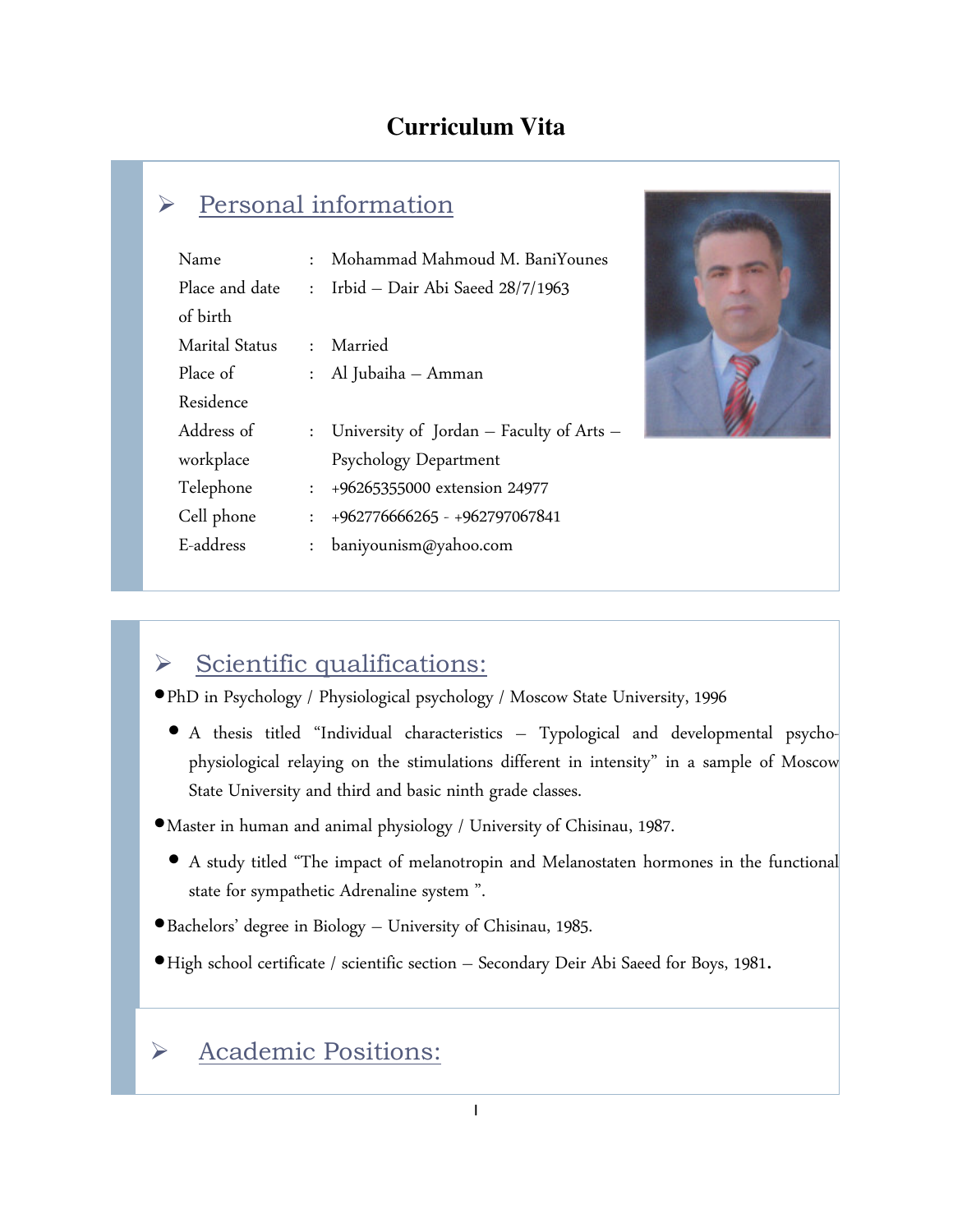# Curriculum Vita

## Personal information

| | | |
|---|---|---|
| Name | : | Mohammad Mahmoud M. BaniYounes |
| Place and date of birth | : | Irbid – Dair Abi Saeed 28/7/1963 |
| Marital Status | : | Married |
| Place of Residence | : | Al Jubaiha – Amman |
| Address of workplace | : | University of Jordan – Faculty of Arts – Psychology Department |
| Telephone | : | +96265355000 extension 24977 |
| Cell phone | : | +962776666265 - +962797067841 |
| E-address | : | baniyounism@yahoo.com |

## Scientific qualifications:

- PhD in Psychology / Physiological psychology / Moscow State University, 1996
  - A thesis titled "Individual characteristics – Typological and developmental psycho-physiological relaying on the stimulations different in intensity" in a sample of Moscow State University and third and basic ninth grade classes.
- Master in human and animal physiology / University of Chisinau, 1987.
  - A study titled "The impact of melanotropin and Melanostaten hormones in the functional state for sympathetic Adrenaline system ".
- Bachelors' degree in Biology – University of Chisinau, 1985.
- High school certificate / scientific section – Secondary Deir Abi Saeed for Boys, 1981.

## Academic Positions: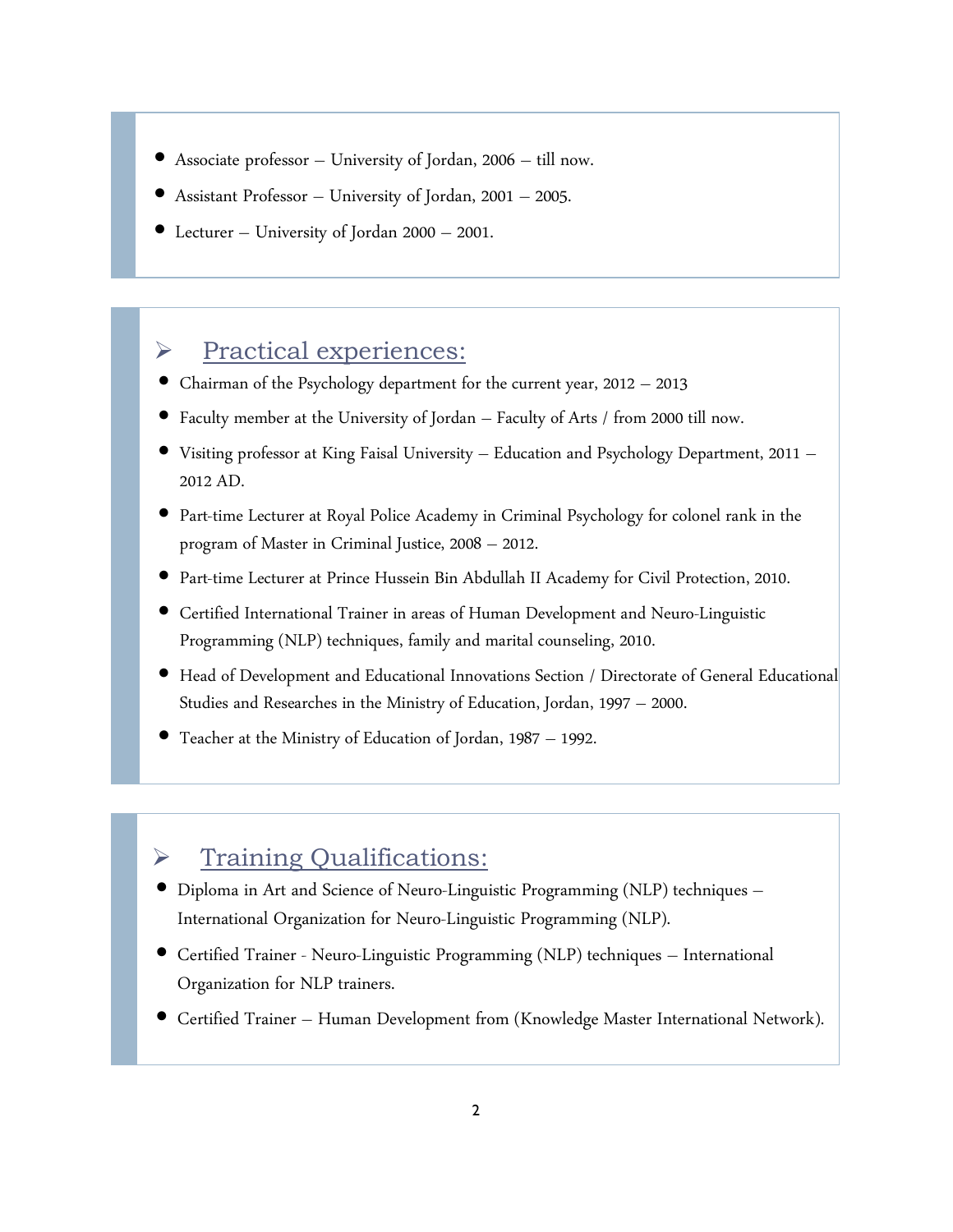- Associate professor – University of Jordan, 2006 – till now.
- Assistant Professor – University of Jordan, 2001 – 2005.
- Lecturer – University of Jordan 2000 – 2001.

## Practical experiences:

- Chairman of the Psychology department for the current year, 2012 – 2013
- Faculty member at the University of Jordan – Faculty of Arts / from 2000 till now.
- Visiting professor at King Faisal University – Education and Psychology Department, 2011 – 2012 AD.
- Part-time Lecturer at Royal Police Academy in Criminal Psychology for colonel rank in the program of Master in Criminal Justice, 2008 – 2012.
- Part-time Lecturer at Prince Hussein Bin Abdullah II Academy for Civil Protection, 2010.
- Certified International Trainer in areas of Human Development and Neuro-Linguistic Programming (NLP) techniques, family and marital counseling, 2010.
- Head of Development and Educational Innovations Section / Directorate of General Educational Studies and Researches in the Ministry of Education, Jordan, 1997 – 2000.
- Teacher at the Ministry of Education of Jordan, 1987 – 1992.

## Training Qualifications:

- Diploma in Art and Science of Neuro-Linguistic Programming (NLP) techniques – International Organization for Neuro-Linguistic Programming (NLP).
- Certified Trainer - Neuro-Linguistic Programming (NLP) techniques – International Organization for NLP trainers.
- Certified Trainer – Human Development from (Knowledge Master International Network).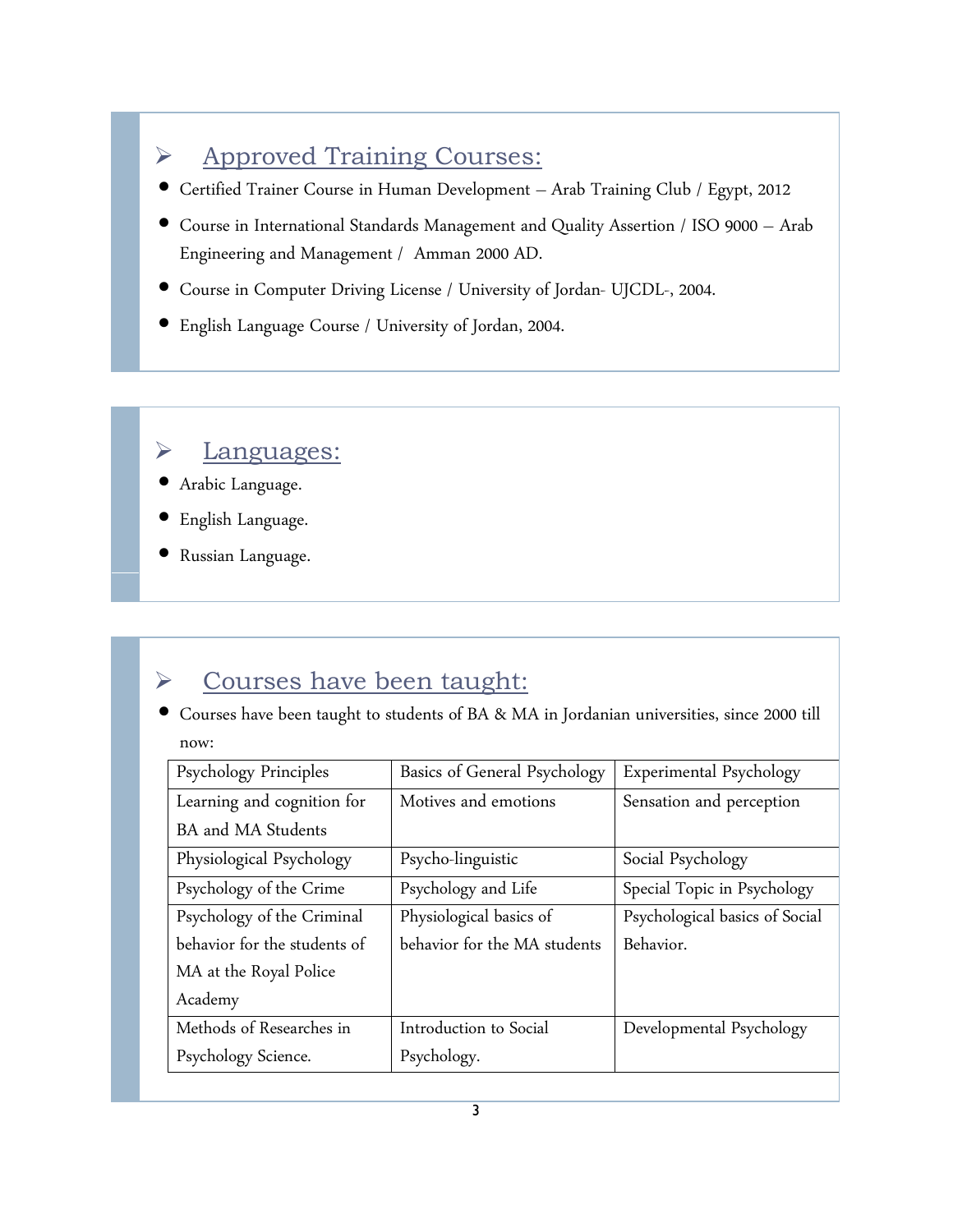## Approved Training Courses:

- Certified Trainer Course in Human Development – Arab Training Club / Egypt, 2012
- Course in International Standards Management and Quality Assertion / ISO 9000 – Arab Engineering and Management / Amman 2000 AD.
- Course in Computer Driving License / University of Jordan- UJCDL-, 2004.
- English Language Course / University of Jordan, 2004.

## Languages:

- Arabic Language.
- English Language.
- Russian Language.

## Courses have been taught:

- Courses have been taught to students of BA & MA in Jordanian universities, since 2000 till now:

| | | |
|---|---|---|
| Psychology Principles | Basics of General Psychology | Experimental Psychology |
| Learning and cognition for BA and MA Students | Motives and emotions | Sensation and perception |
| Physiological Psychology | Psycho-linguistic | Social Psychology |
| Psychology of the Crime | Psychology and Life | Special Topic in Psychology |
| Psychology of the Criminal behavior for the students of MA at the Royal Police Academy | Physiological basics of behavior for the MA students | Psychological basics of Social Behavior. |
| Methods of Researches in Psychology Science. | Introduction to Social Psychology. | Developmental Psychology |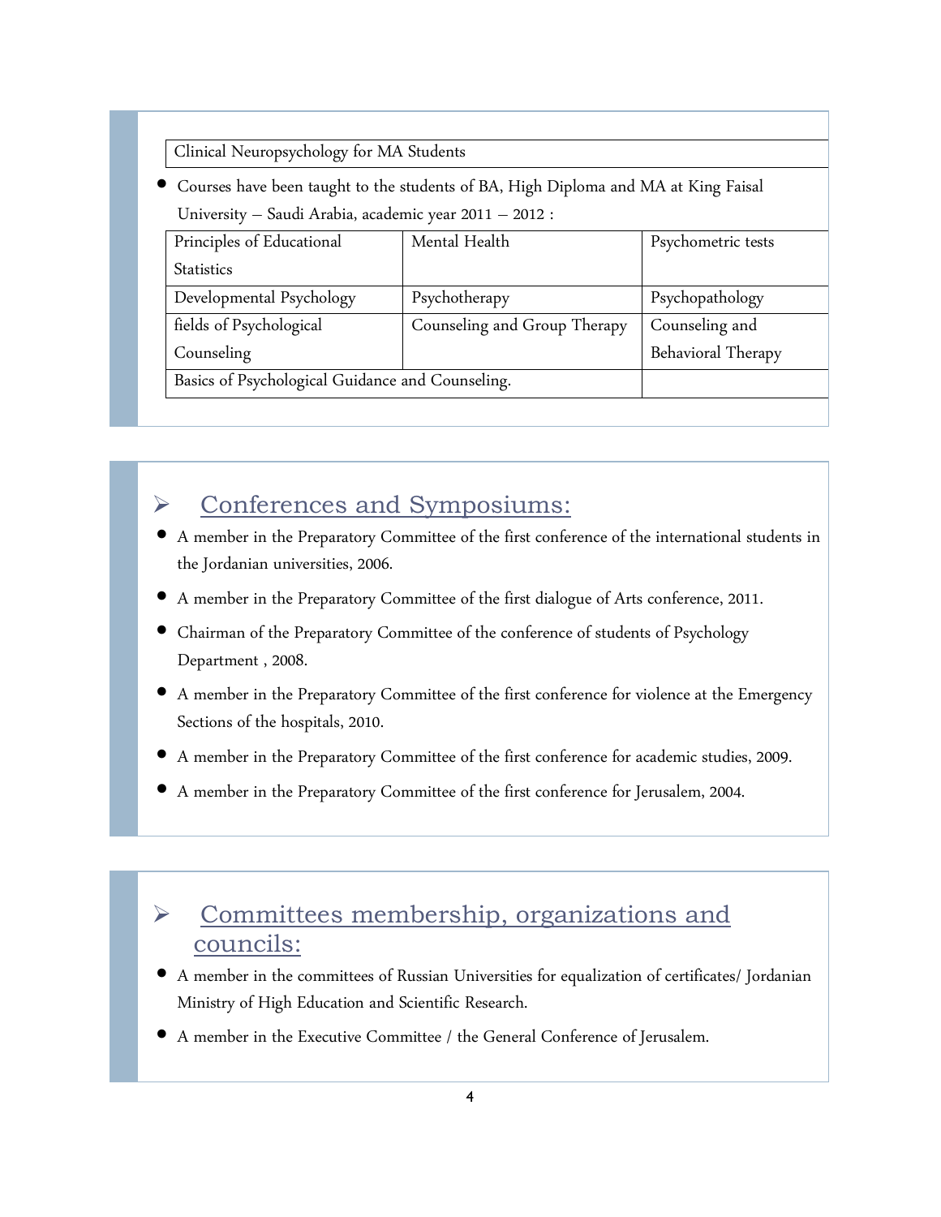| Clinical Neuropsychology for MA Students |
| --- |

- Courses have been taught to the students of BA, High Diploma and MA at King Faisal University – Saudi Arabia, academic year 2011 – 2012 :

| Principles of Educational Statistics | Mental Health | Psychometric tests |
| --- | --- | --- |
| Developmental Psychology | Psychotherapy | Psychopathology |
| fields of Psychological Counseling | Counseling and Group Therapy | Counseling and Behavioral Therapy |
| Basics of Psychological Guidance and Counseling. | | |

## Conferences and Symposiums:

- A member in the Preparatory Committee of the first conference of the international students in the Jordanian universities, 2006.
- A member in the Preparatory Committee of the first dialogue of Arts conference, 2011.
- Chairman of the Preparatory Committee of the conference of students of Psychology Department , 2008.
- A member in the Preparatory Committee of the first conference for violence at the Emergency Sections of the hospitals, 2010.
- A member in the Preparatory Committee of the first conference for academic studies, 2009.
- A member in the Preparatory Committee of the first conference for Jerusalem, 2004.

## Committees membership, organizations and councils:

- A member in the committees of Russian Universities for equalization of certificates/ Jordanian Ministry of High Education and Scientific Research.
- A member in the Executive Committee / the General Conference of Jerusalem.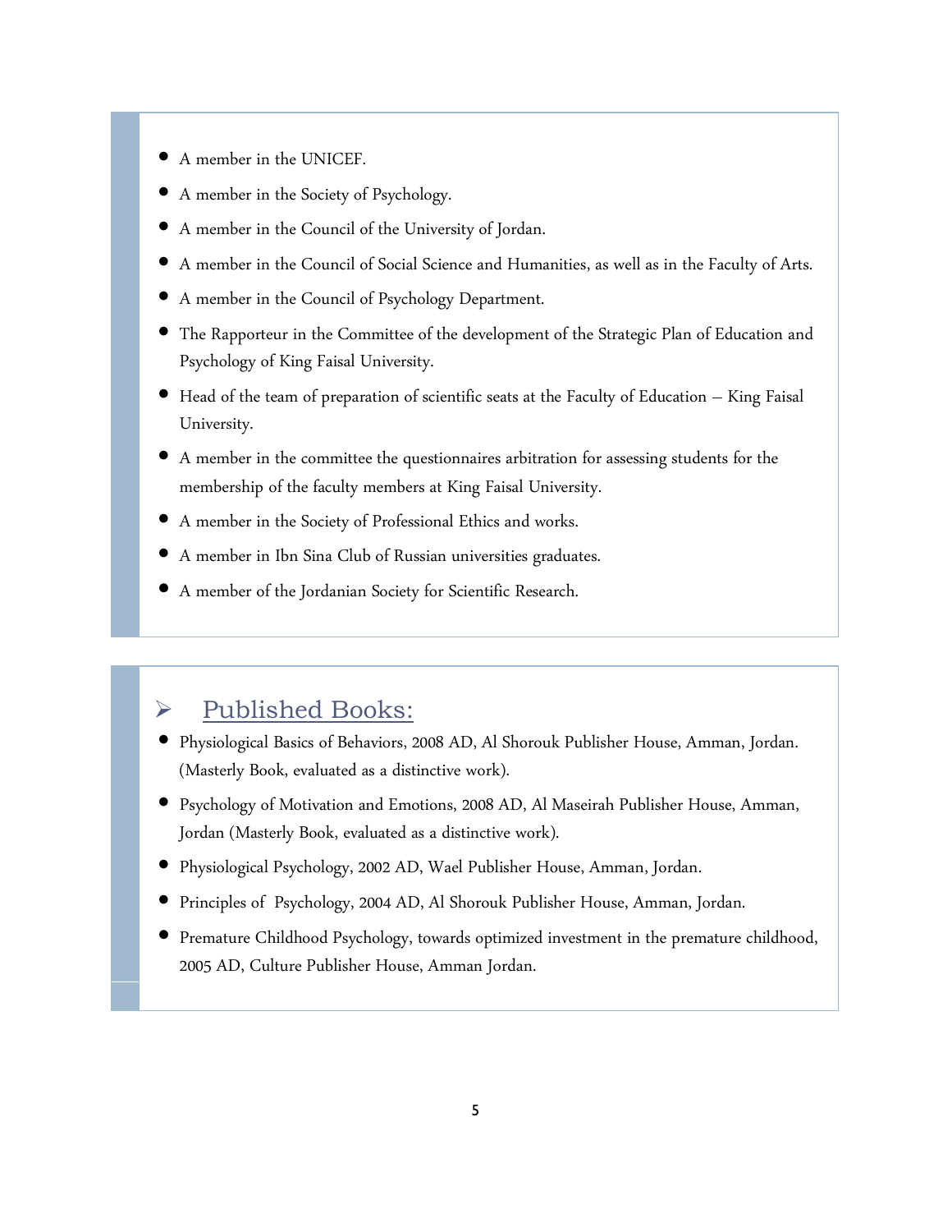- A member in the UNICEF.
- A member in the Society of Psychology.
- A member in the Council of the University of Jordan.
- A member in the Council of Social Science and Humanities, as well as in the Faculty of Arts.
- A member in the Council of Psychology Department.
- The Rapporteur in the Committee of the development of the Strategic Plan of Education and Psychology of King Faisal University.
- Head of the team of preparation of scientific seats at the Faculty of Education – King Faisal University.
- A member in the committee the questionnaires arbitration for assessing students for the membership of the faculty members at King Faisal University.
- A member in the Society of Professional Ethics and works.
- A member in Ibn Sina Club of Russian universities graduates.
- A member of the Jordanian Society for Scientific Research.

## Published Books:

- Physiological Basics of Behaviors, 2008 AD, Al Shorouk Publisher House, Amman, Jordan. (Masterly Book, evaluated as a distinctive work).
- Psychology of Motivation and Emotions, 2008 AD, Al Maseirah Publisher House, Amman, Jordan (Masterly Book, evaluated as a distinctive work).
- Physiological Psychology, 2002 AD, Wael Publisher House, Amman, Jordan.
- Principles of Psychology, 2004 AD, Al Shorouk Publisher House, Amman, Jordan.
- Premature Childhood Psychology, towards optimized investment in the premature childhood, 2005 AD, Culture Publisher House, Amman Jordan.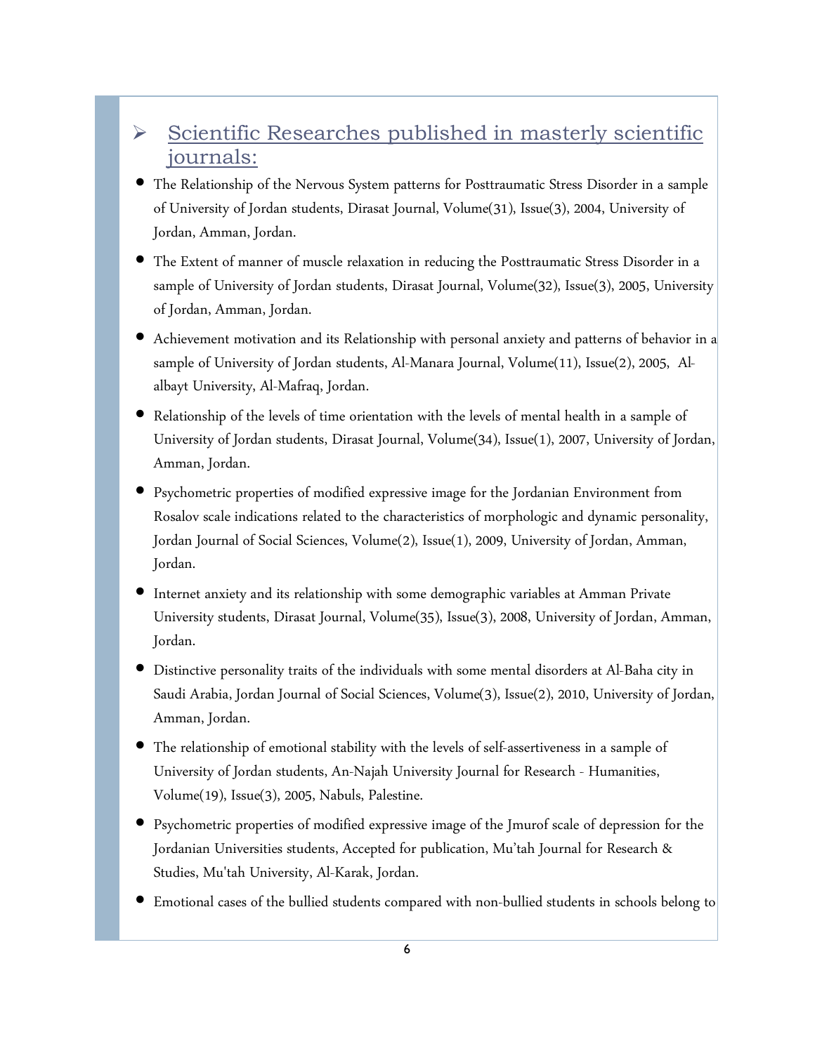## Scientific Researches published in masterly scientific journals:

- The Relationship of the Nervous System patterns for Posttraumatic Stress Disorder in a sample of University of Jordan students, Dirasat Journal, Volume(31), Issue(3), 2004, University of Jordan, Amman, Jordan.
- The Extent of manner of muscle relaxation in reducing the Posttraumatic Stress Disorder in a sample of University of Jordan students, Dirasat Journal, Volume(32), Issue(3), 2005, University of Jordan, Amman, Jordan.
- Achievement motivation and its Relationship with personal anxiety and patterns of behavior in a sample of University of Jordan students, Al-Manara Journal, Volume(11), Issue(2), 2005, Al-albayt University, Al-Mafraq, Jordan.
- Relationship of the levels of time orientation with the levels of mental health in a sample of University of Jordan students, Dirasat Journal, Volume(34), Issue(1), 2007, University of Jordan, Amman, Jordan.
- Psychometric properties of modified expressive image for the Jordanian Environment from Rosalov scale indications related to the characteristics of morphologic and dynamic personality, Jordan Journal of Social Sciences, Volume(2), Issue(1), 2009, University of Jordan, Amman, Jordan.
- Internet anxiety and its relationship with some demographic variables at Amman Private University students, Dirasat Journal, Volume(35), Issue(3), 2008, University of Jordan, Amman, Jordan.
- Distinctive personality traits of the individuals with some mental disorders at Al-Baha city in Saudi Arabia, Jordan Journal of Social Sciences, Volume(3), Issue(2), 2010, University of Jordan, Amman, Jordan.
- The relationship of emotional stability with the levels of self-assertiveness in a sample of University of Jordan students, An-Najah University Journal for Research - Humanities, Volume(19), Issue(3), 2005, Nabuls, Palestine.
- Psychometric properties of modified expressive image of the Jmurof scale of depression for the Jordanian Universities students, Accepted for publication, Mu'tah Journal for Research & Studies, Mu'tah University, Al-Karak, Jordan.
- Emotional cases of the bullied students compared with non-bullied students in schools belong to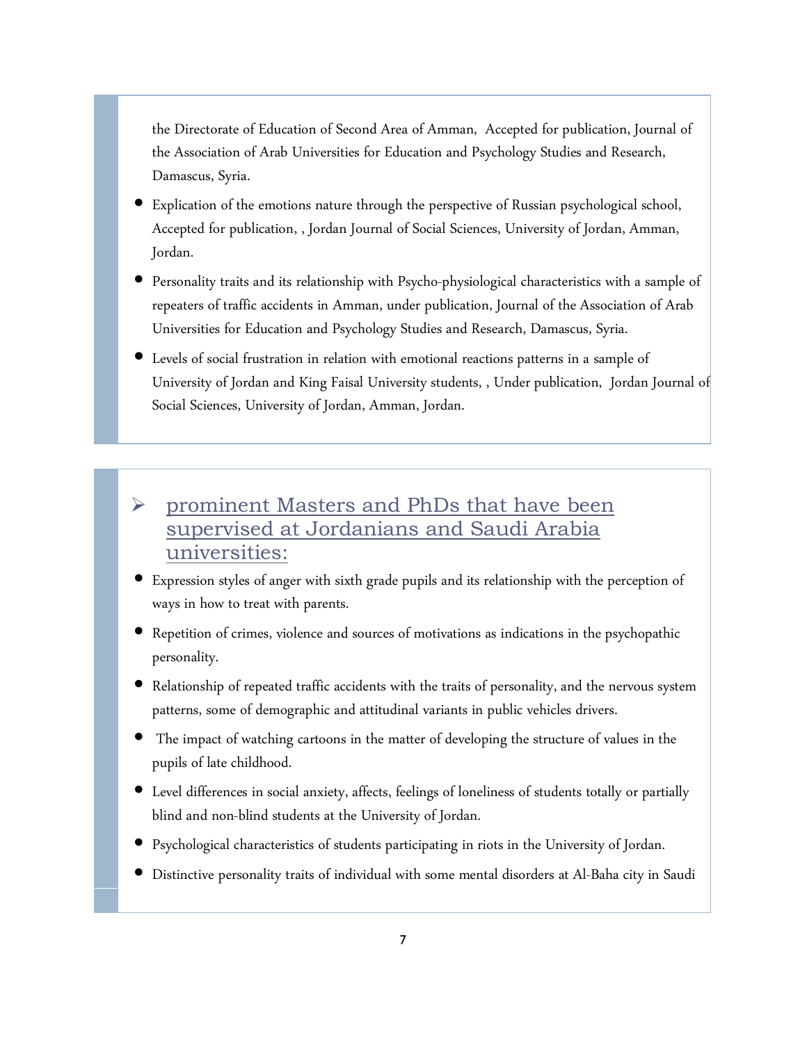the Directorate of Education of Second Area of Amman, Accepted for publication, Journal of the Association of Arab Universities for Education and Psychology Studies and Research, Damascus, Syria.

- Explication of the emotions nature through the perspective of Russian psychological school, Accepted for publication, , Jordan Journal of Social Sciences, University of Jordan, Amman, Jordan.
- Personality traits and its relationship with Psycho-physiological characteristics with a sample of repeaters of traffic accidents in Amman, under publication, Journal of the Association of Arab Universities for Education and Psychology Studies and Research, Damascus, Syria.
- Levels of social frustration in relation with emotional reactions patterns in a sample of University of Jordan and King Faisal University students, , Under publication, Jordan Journal of Social Sciences, University of Jordan, Amman, Jordan.

## prominent Masters and PhDs that have been supervised at Jordanians and Saudi Arabia universities:

- Expression styles of anger with sixth grade pupils and its relationship with the perception of ways in how to treat with parents.
- Repetition of crimes, violence and sources of motivations as indications in the psychopathic personality.
- Relationship of repeated traffic accidents with the traits of personality, and the nervous system patterns, some of demographic and attitudinal variants in public vehicles drivers.
- The impact of watching cartoons in the matter of developing the structure of values in the pupils of late childhood.
- Level differences in social anxiety, affects, feelings of loneliness of students totally or partially blind and non-blind students at the University of Jordan.
- Psychological characteristics of students participating in riots in the University of Jordan.
- Distinctive personality traits of individual with some mental disorders at Al-Baha city in Saudi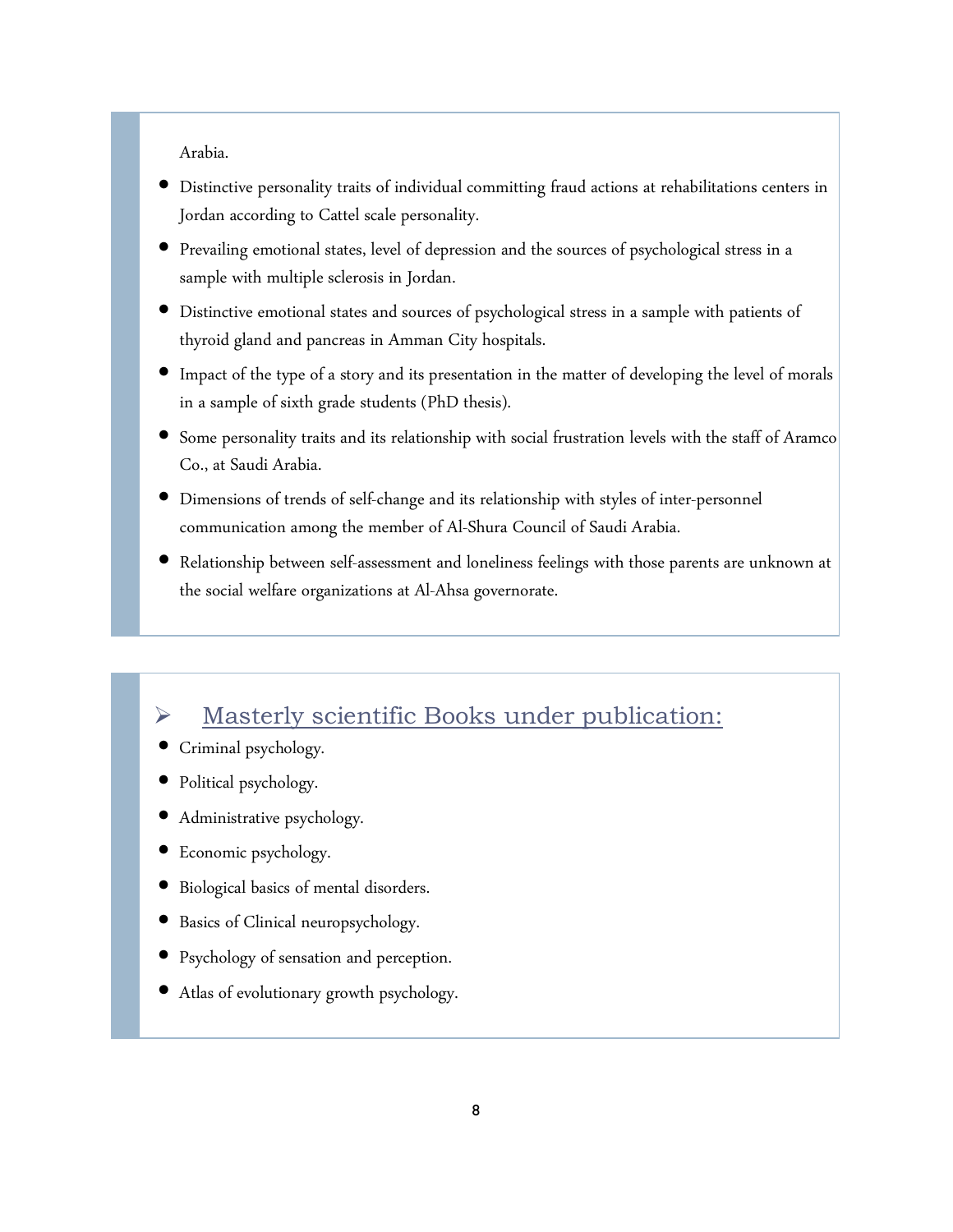Arabia.

- Distinctive personality traits of individual committing fraud actions at rehabilitations centers in Jordan according to Cattel scale personality.
- Prevailing emotional states, level of depression and the sources of psychological stress in a sample with multiple sclerosis in Jordan.
- Distinctive emotional states and sources of psychological stress in a sample with patients of thyroid gland and pancreas in Amman City hospitals.
- Impact of the type of a story and its presentation in the matter of developing the level of morals in a sample of sixth grade students (PhD thesis).
- Some personality traits and its relationship with social frustration levels with the staff of Aramco Co., at Saudi Arabia.
- Dimensions of trends of self-change and its relationship with styles of inter-personnel communication among the member of Al-Shura Council of Saudi Arabia.
- Relationship between self-assessment and loneliness feelings with those parents are unknown at the social welfare organizations at Al-Ahsa governorate.

## Masterly scientific Books under publication:

- Criminal psychology.
- Political psychology.
- Administrative psychology.
- Economic psychology.
- Biological basics of mental disorders.
- Basics of Clinical neuropsychology.
- Psychology of sensation and perception.
- Atlas of evolutionary growth psychology.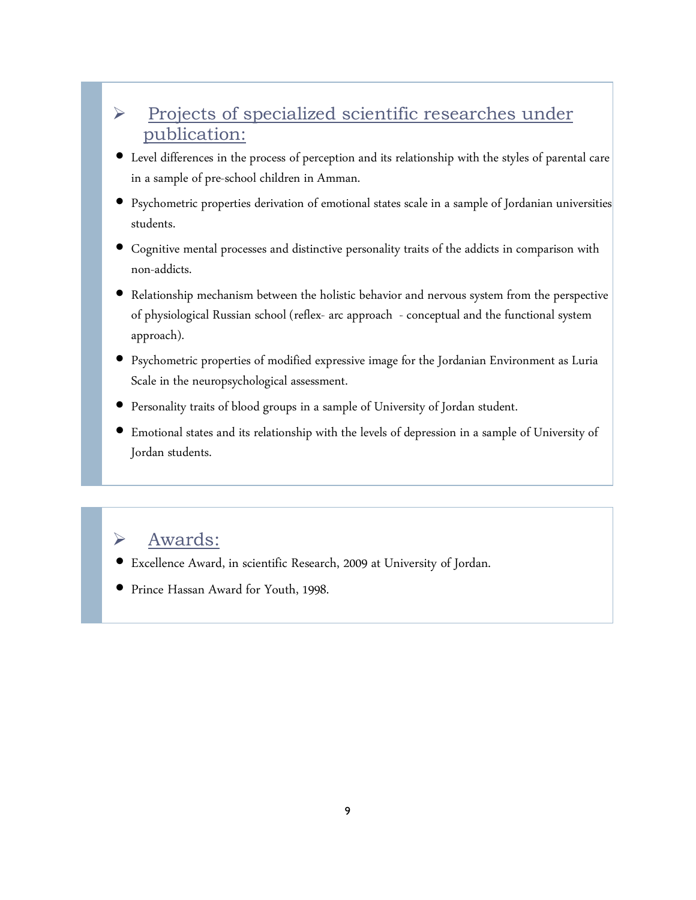## Projects of specialized scientific researches under publication:

- Level differences in the process of perception and its relationship with the styles of parental care in a sample of pre-school children in Amman.
- Psychometric properties derivation of emotional states scale in a sample of Jordanian universities students.
- Cognitive mental processes and distinctive personality traits of the addicts in comparison with non-addicts.
- Relationship mechanism between the holistic behavior and nervous system from the perspective of physiological Russian school (reflex- arc approach - conceptual and the functional system approach).
- Psychometric properties of modified expressive image for the Jordanian Environment as Luria Scale in the neuropsychological assessment.
- Personality traits of blood groups in a sample of University of Jordan student.
- Emotional states and its relationship with the levels of depression in a sample of University of Jordan students.

## Awards:

- Excellence Award, in scientific Research, 2009 at University of Jordan.
- Prince Hassan Award for Youth, 1998.